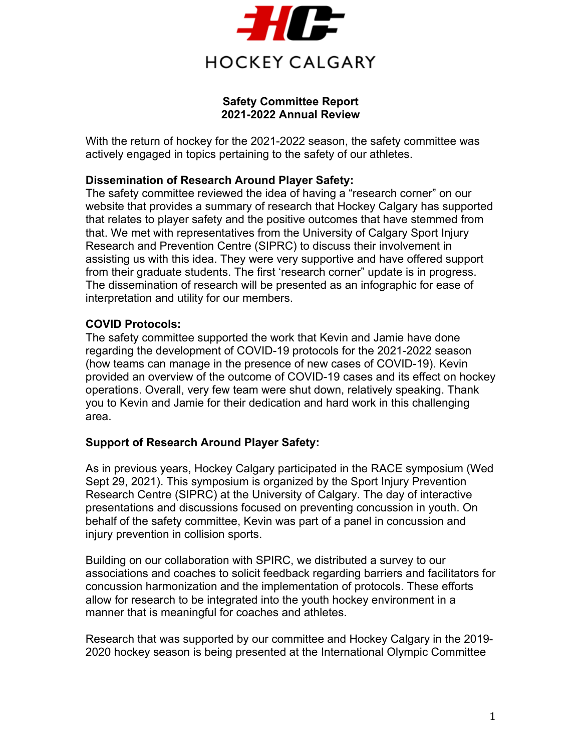HOCKEY CALGARY

**Safety Committee Report**
**2021-2022 Annual Review**

With the return of hockey for the 2021-2022 season, the safety committee was actively engaged in topics pertaining to the safety of our athletes.

**Dissemination of Research Around Player Safety:**
The safety committee reviewed the idea of having a "research corner" on our website that provides a summary of research that Hockey Calgary has supported that relates to player safety and the positive outcomes that have stemmed from that. We met with representatives from the University of Calgary Sport Injury Research and Prevention Centre (SIPRC) to discuss their involvement in assisting us with this idea. They were very supportive and have offered support from their graduate students. The first 'research corner" update is in progress. The dissemination of research will be presented as an infographic for ease of interpretation and utility for our members.

**COVID Protocols:**
The safety committee supported the work that Kevin and Jamie have done regarding the development of COVID-19 protocols for the 2021-2022 season (how teams can manage in the presence of new cases of COVID-19). Kevin provided an overview of the outcome of COVID-19 cases and its effect on hockey operations. Overall, very few team were shut down, relatively speaking. Thank you to Kevin and Jamie for their dedication and hard work in this challenging area.

**Support of Research Around Player Safety:**

As in previous years, Hockey Calgary participated in the RACE symposium (Wed Sept 29, 2021). This symposium is organized by the Sport Injury Prevention Research Centre (SIPRC) at the University of Calgary. The day of interactive presentations and discussions focused on preventing concussion in youth. On behalf of the safety committee, Kevin was part of a panel in concussion and injury prevention in collision sports.

Building on our collaboration with SPIRC, we distributed a survey to our associations and coaches to solicit feedback regarding barriers and facilitators for concussion harmonization and the implementation of protocols. These efforts allow for research to be integrated into the youth hockey environment in a manner that is meaningful for coaches and athletes.

Research that was supported by our committee and Hockey Calgary in the 2019-2020 hockey season is being presented at the International Olympic Committee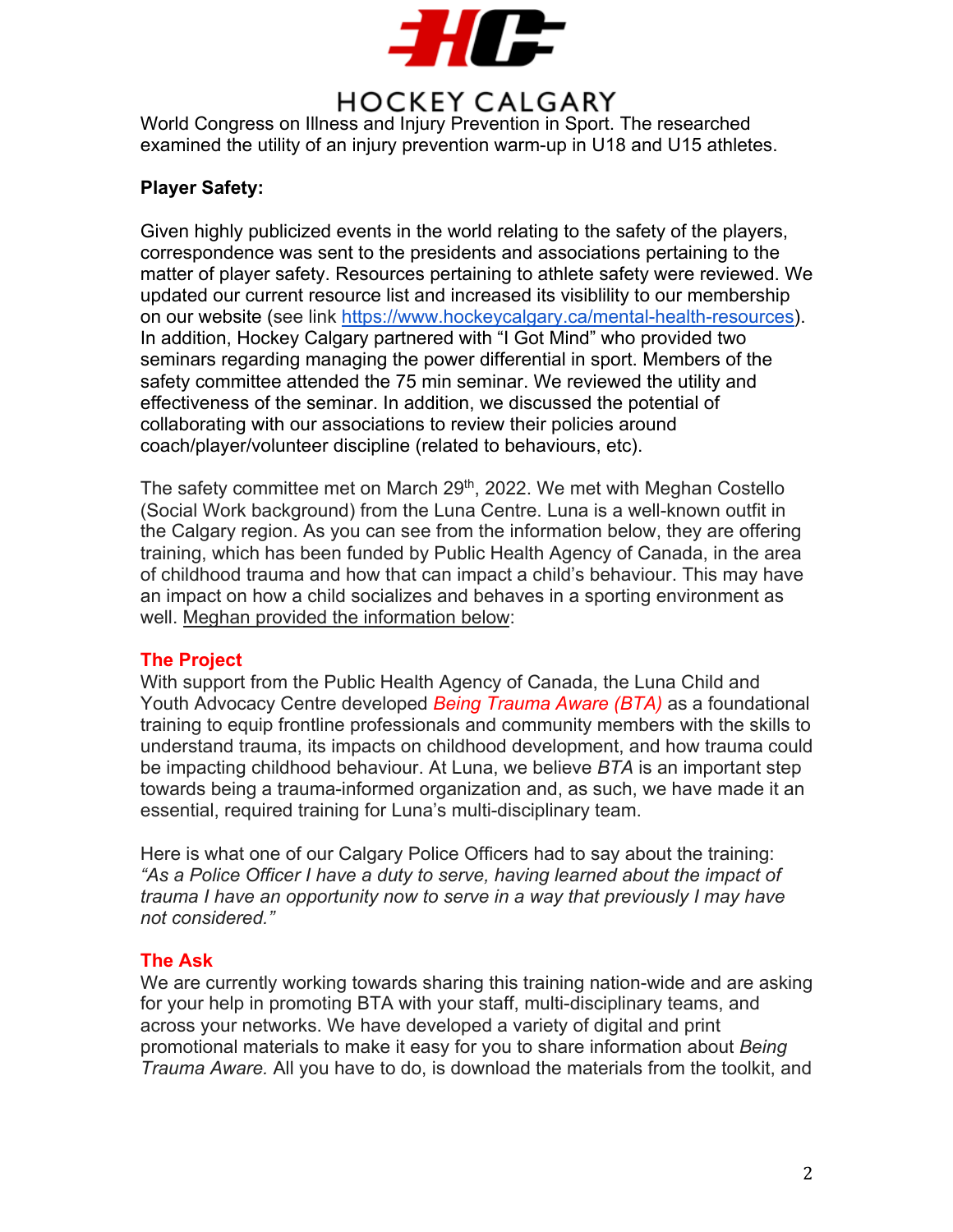World Congress on Illness and Injury Prevention in Sport. The researched examined the utility of an injury prevention warm-up in U18 and U15 athletes.

**Player Safety:**

Given highly publicized events in the world relating to the safety of the players, correspondence was sent to the presidents and associations pertaining to the matter of player safety. Resources pertaining to athlete safety were reviewed. We updated our current resource list and increased its visiblility to our membership on our website (see link https://www.hockeycalgary.ca/mental-health-resources). In addition, Hockey Calgary partnered with "I Got Mind" who provided two seminars regarding managing the power differential in sport. Members of the safety committee attended the 75 min seminar. We reviewed the utility and effectiveness of the seminar. In addition, we discussed the potential of collaborating with our associations to review their policies around coach/player/volunteer discipline (related to behaviours, etc).

The safety committee met on March 29th, 2022. We met with Meghan Costello (Social Work background) from the Luna Centre. Luna is a well-known outfit in the Calgary region. As you can see from the information below, they are offering training, which has been funded by Public Health Agency of Canada, in the area of childhood trauma and how that can impact a child's behaviour. This may have an impact on how a child socializes and behaves in a sporting environment as well. Meghan provided the information below:

**The Project**

With support from the Public Health Agency of Canada, the Luna Child and Youth Advocacy Centre developed *Being Trauma Aware (BTA)* as a foundational training to equip frontline professionals and community members with the skills to understand trauma, its impacts on childhood development, and how trauma could be impacting childhood behaviour. At Luna, we believe *BTA* is an important step towards being a trauma-informed organization and, as such, we have made it an essential, required training for Luna's multi-disciplinary team.

Here is what one of our Calgary Police Officers had to say about the training: *"As a Police Officer I have a duty to serve, having learned about the impact of trauma I have an opportunity now to serve in a way that previously I may have not considered."*

**The Ask**

We are currently working towards sharing this training nation-wide and are asking for your help in promoting BTA with your staff, multi-disciplinary teams, and across your networks. We have developed a variety of digital and print promotional materials to make it easy for you to share information about *Being Trauma Aware.* All you have to do, is download the materials from the toolkit, and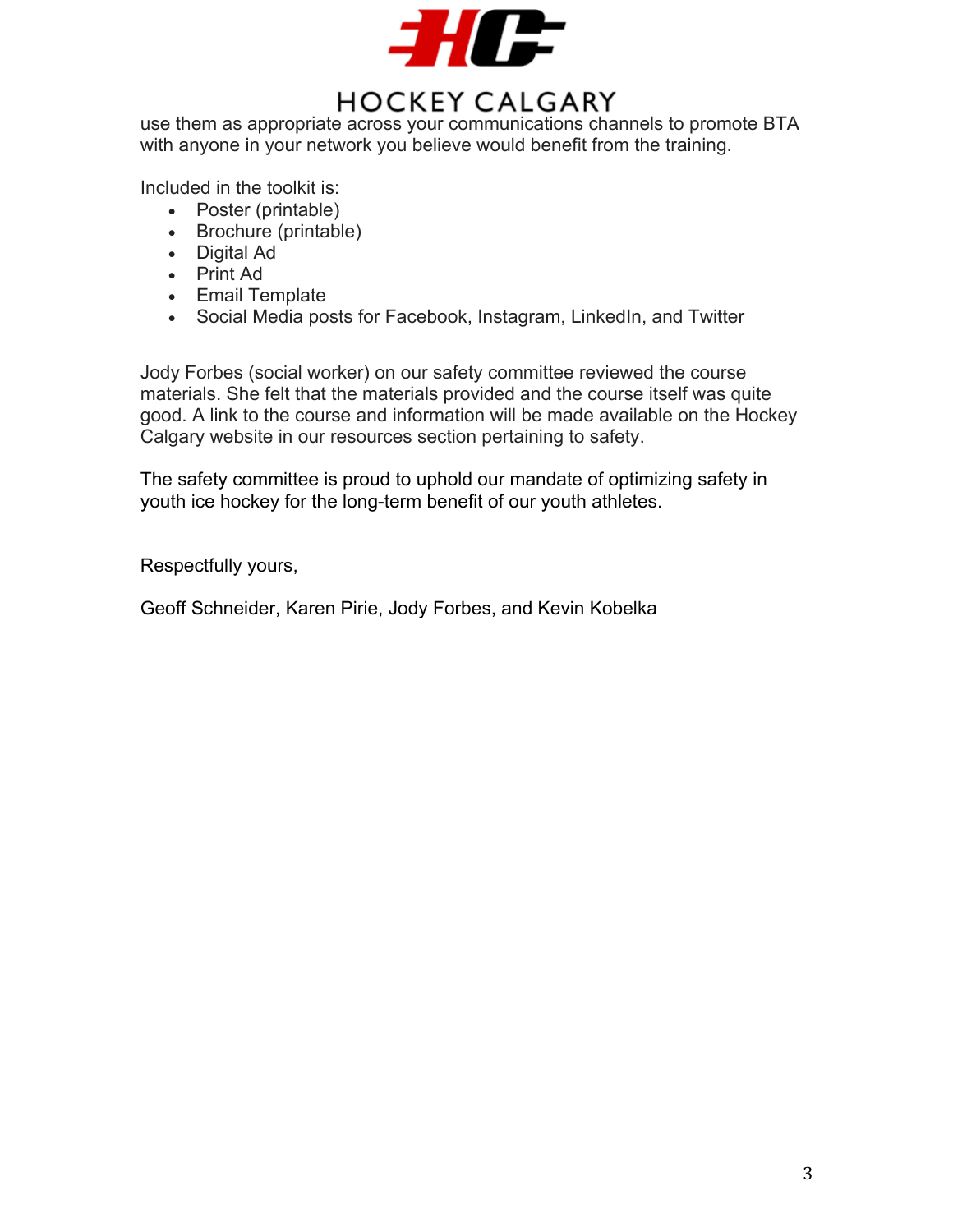use them as appropriate across your communications channels to promote BTA with anyone in your network you believe would benefit from the training.

Included in the toolkit is:

- Poster (printable)
- Brochure (printable)
- Digital Ad
- Print Ad
- Email Template
- Social Media posts for Facebook, Instagram, LinkedIn, and Twitter

Jody Forbes (social worker) on our safety committee reviewed the course materials. She felt that the materials provided and the course itself was quite good. A link to the course and information will be made available on the Hockey Calgary website in our resources section pertaining to safety.

The safety committee is proud to uphold our mandate of optimizing safety in youth ice hockey for the long-term benefit of our youth athletes.

Respectfully yours,

Geoff Schneider, Karen Pirie, Jody Forbes, and Kevin Kobelka